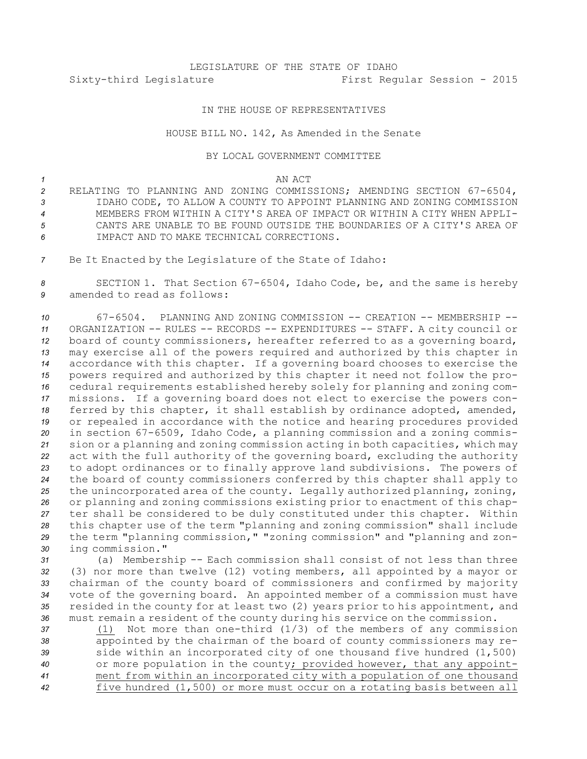LEGISLATURE OF THE STATE OF IDAHO

Sixty-third Legislature                    First Regular Session - 2015

IN THE HOUSE OF REPRESENTATIVES

HOUSE BILL NO. 142, As Amended in the Senate

BY LOCAL GOVERNMENT COMMITTEE

AN ACT

RELATING TO PLANNING AND ZONING COMMISSIONS; AMENDING SECTION 67-6504, IDAHO CODE, TO ALLOW A COUNTY TO APPOINT PLANNING AND ZONING COMMISSION MEMBERS FROM WITHIN A CITY'S AREA OF IMPACT OR WITHIN A CITY WHEN APPLICANTS ARE UNABLE TO BE FOUND OUTSIDE THE BOUNDARIES OF A CITY'S AREA OF IMPACT AND TO MAKE TECHNICAL CORRECTIONS.

Be It Enacted by the Legislature of the State of Idaho:

SECTION 1. That Section 67-6504, Idaho Code, be, and the same is hereby amended to read as follows:

67-6504. PLANNING AND ZONING COMMISSION -- CREATION -- MEMBERSHIP -- ORGANIZATION -- RULES -- RECORDS -- EXPENDITURES -- STAFF. A city council or board of county commissioners, hereafter referred to as a governing board, may exercise all of the powers required and authorized by this chapter in accordance with this chapter. If a governing board chooses to exercise the powers required and authorized by this chapter it need not follow the procedural requirements established hereby solely for planning and zoning commissions. If a governing board does not elect to exercise the powers conferred by this chapter, it shall establish by ordinance adopted, amended, or repealed in accordance with the notice and hearing procedures provided in section 67-6509, Idaho Code, a planning commission and a zoning commission or a planning and zoning commission acting in both capacities, which may act with the full authority of the governing board, excluding the authority to adopt ordinances or to finally approve land subdivisions. The powers of the board of county commissioners conferred by this chapter shall apply to the unincorporated area of the county. Legally authorized planning, zoning, or planning and zoning commissions existing prior to enactment of this chapter shall be considered to be duly constituted under this chapter. Within this chapter use of the term "planning and zoning commission" shall include the term "planning commission," "zoning commission" and "planning and zoning commission."

(a) Membership -- Each commission shall consist of not less than three (3) nor more than twelve (12) voting members, all appointed by a mayor or chairman of the county board of commissioners and confirmed by majority vote of the governing board. An appointed member of a commission must have resided in the county for at least two (2) years prior to his appointment, and must remain a resident of the county during his service on the commission.

(1) Not more than one-third (1/3) of the members of any commission appointed by the chairman of the board of county commissioners may reside within an incorporated city of one thousand five hundred (1,500) or more population in the county; provided however, that any appointment from within an incorporated city with a population of one thousand five hundred (1,500) or more must occur on a rotating basis between all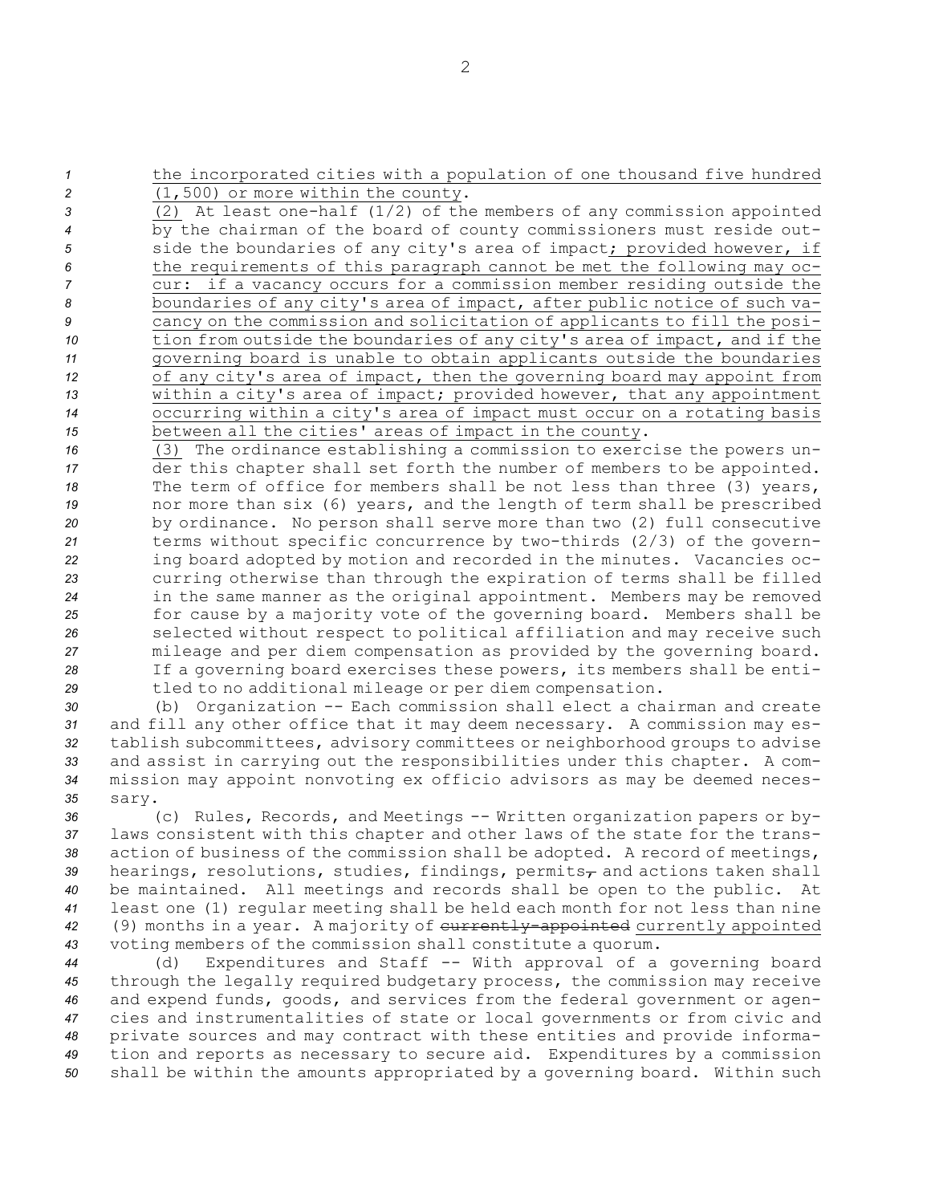the incorporated cities with a population of one thousand five hundred (1,500) or more within the county.

(2) At least one-half (1/2) of the members of any commission appointed by the chairman of the board of county commissioners must reside outside the boundaries of any city's area of impact; provided however, if the requirements of this paragraph cannot be met the following may occur: if a vacancy occurs for a commission member residing outside the boundaries of any city's area of impact, after public notice of such vacancy on the commission and solicitation of applicants to fill the position from outside the boundaries of any city's area of impact, and if the governing board is unable to obtain applicants outside the boundaries of any city's area of impact, then the governing board may appoint from within a city's area of impact; provided however, that any appointment occurring within a city's area of impact must occur on a rotating basis between all the cities' areas of impact in the county.

(3) The ordinance establishing a commission to exercise the powers under this chapter shall set forth the number of members to be appointed. The term of office for members shall be not less than three (3) years, nor more than six (6) years, and the length of term shall be prescribed by ordinance. No person shall serve more than two (2) full consecutive terms without specific concurrence by two-thirds (2/3) of the governing board adopted by motion and recorded in the minutes. Vacancies occurring otherwise than through the expiration of terms shall be filled in the same manner as the original appointment. Members may be removed for cause by a majority vote of the governing board. Members shall be selected without respect to political affiliation and may receive such mileage and per diem compensation as provided by the governing board. If a governing board exercises these powers, its members shall be entitled to no additional mileage or per diem compensation.

(b) Organization -- Each commission shall elect a chairman and create and fill any other office that it may deem necessary. A commission may establish subcommittees, advisory committees or neighborhood groups to advise and assist in carrying out the responsibilities under this chapter. A commission may appoint nonvoting ex officio advisors as may be deemed necessary.

(c) Rules, Records, and Meetings -- Written organization papers or bylaws consistent with this chapter and other laws of the state for the transaction of business of the commission shall be adopted. A record of meetings, hearings, resolutions, studies, findings, permits, and actions taken shall be maintained. All meetings and records shall be open to the public. At least one (1) regular meeting shall be held each month for not less than nine (9) months in a year. A majority of ~~currently-appointed~~ currently appointed voting members of the commission shall constitute a quorum.

(d) Expenditures and Staff -- With approval of a governing board through the legally required budgetary process, the commission may receive and expend funds, goods, and services from the federal government or agencies and instrumentalities of state or local governments or from civic and private sources and may contract with these entities and provide information and reports as necessary to secure aid. Expenditures by a commission shall be within the amounts appropriated by a governing board. Within such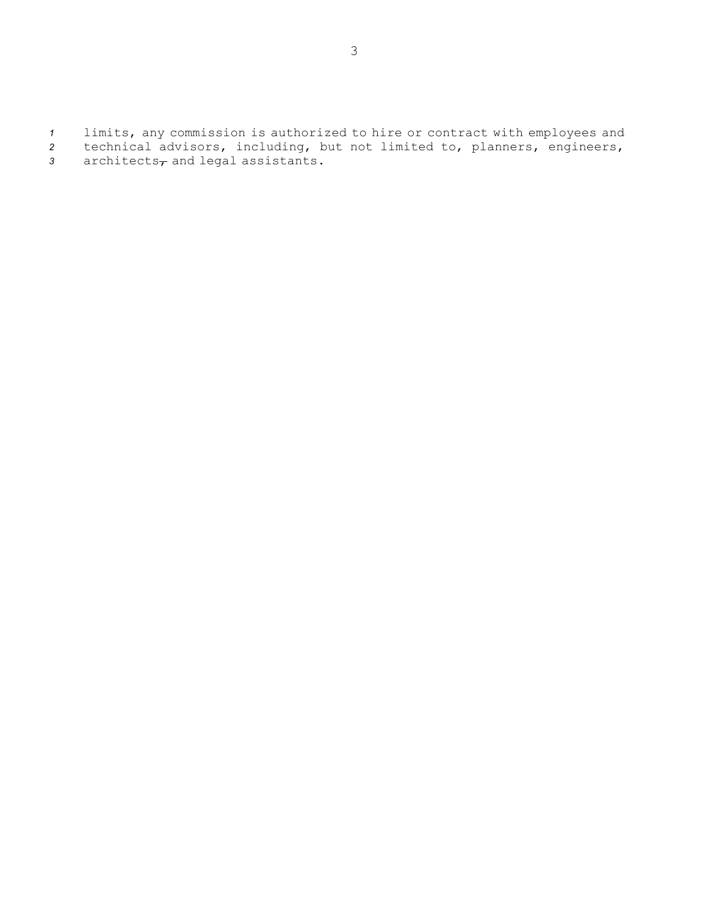limits, any commission is authorized to hire or contract with employees and technical advisors, including, but not limited to, planners, engineers, architects, and legal assistants.